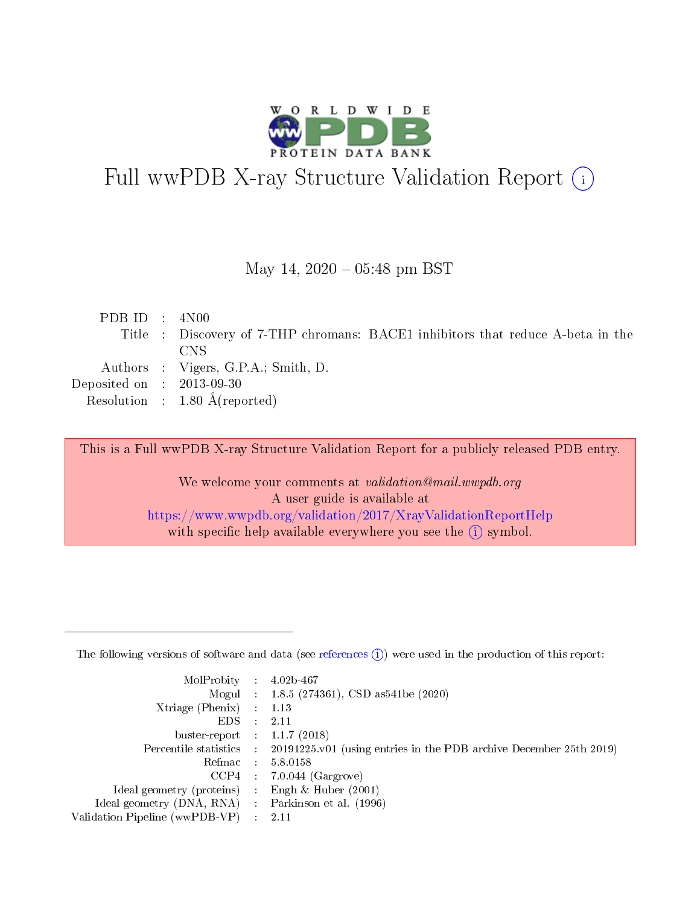# Full wwPDB X-ray Structure Validation Report ⓘ

May 14, 2020 – 05:48 pm BST

| | | |
|---|---|---|
| PDB ID | : | 4N00 |
| Title | : | Discovery of 7-THP chromans: BACE1 inhibitors that reduce A-beta in the CNS |
| Authors | : | Vigers, G.P.A.; Smith, D. |
| Deposited on | : | 2013-09-30 |
| Resolution | : | 1.80 Å(reported) |

This is a Full wwPDB X-ray Structure Validation Report for a publicly released PDB entry.

We welcome your comments at *validation@mail.wwpdb.org*
A user guide is available at
https://www.wwpdb.org/validation/2017/XrayValidationReportHelp
with specific help available everywhere you see the ⓘ symbol.

The following versions of software and data (see references ⓘ) were used in the production of this report:

| | | |
|---|---|---|
| MolProbity | : | 4.02b-467 |
| Mogul | : | 1.8.5 (274361), CSD as541be (2020) |
| Xtriage (Phenix) | : | 1.13 |
| EDS | : | 2.11 |
| buster-report | : | 1.1.7 (2018) |
| Percentile statistics | : | 20191225.v01 (using entries in the PDB archive December 25th 2019) |
| Refmac | : | 5.8.0158 |
| CCP4 | : | 7.0.044 (Gargrove) |
| Ideal geometry (proteins) | : | Engh & Huber (2001) |
| Ideal geometry (DNA, RNA) | : | Parkinson et al. (1996) |
| Validation Pipeline (wwPDB-VP) | : | 2.11 |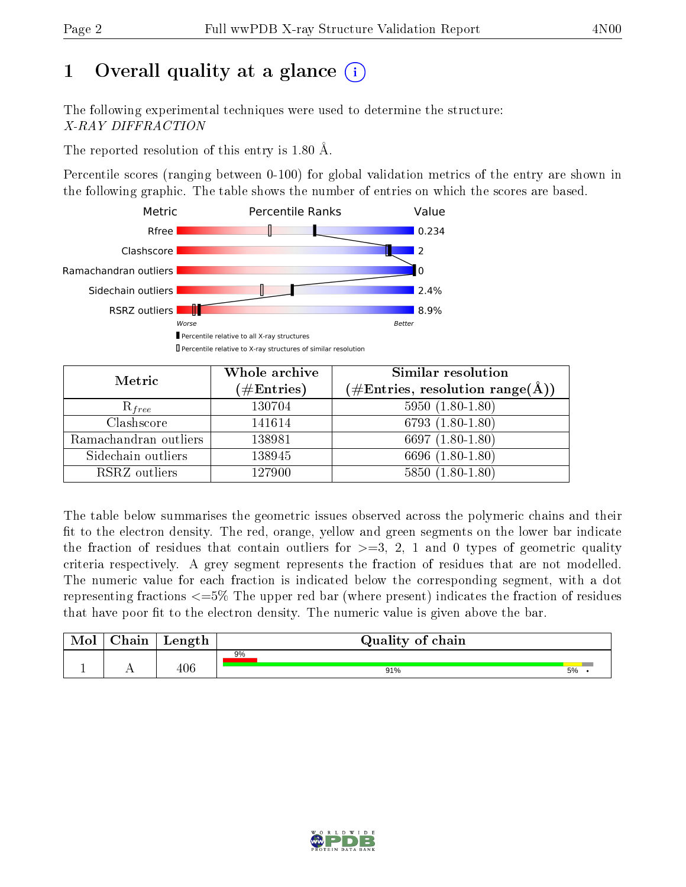# 1 Overall quality at a glance (i)

The following experimental techniques were used to determine the structure:
*X-RAY DIFFRACTION*

The reported resolution of this entry is 1.80 Å.

Percentile scores (ranging between 0-100) for global validation metrics of the entry are shown in the following graphic. The table shows the number of entries on which the scores are based.

| Metric | Value |
|---|---|
| Rfree | 0.234 |
| Clashscore | 2 |
| Ramachandran outliers | 0 |
| Sidechain outliers | 2.4% |
| RSRZ outliers | 8.9% |

Worse — Better

▮ Percentile relative to all X-ray structures

▯ Percentile relative to X-ray structures of similar resolution

| Metric | Whole archive (#Entries) | Similar resolution (#Entries, resolution range(Å)) |
|---|---|---|
| $R_{free}$ | 130704 | 5950 (1.80-1.80) |
| Clashscore | 141614 | 6793 (1.80-1.80) |
| Ramachandran outliers | 138981 | 6697 (1.80-1.80) |
| Sidechain outliers | 138945 | 6696 (1.80-1.80) |
| RSRZ outliers | 127900 | 5850 (1.80-1.80) |

The table below summarises the geometric issues observed across the polymeric chains and their fit to the electron density. The red, orange, yellow and green segments on the lower bar indicate the fraction of residues that contain outliers for >=3, 2, 1 and 0 types of geometric quality criteria respectively. A grey segment represents the fraction of residues that are not modelled. The numeric value for each fraction is indicated below the corresponding segment, with a dot representing fractions <=5% The upper red bar (where present) indicates the fraction of residues that have poor fit to the electron density. The numeric value is given above the bar.

| Mol | Chain | Length | Quality of chain |
|---|---|---|---|
| 1 | A | 406 | 9% (poor fit); 91% green, 5% yellow, • grey |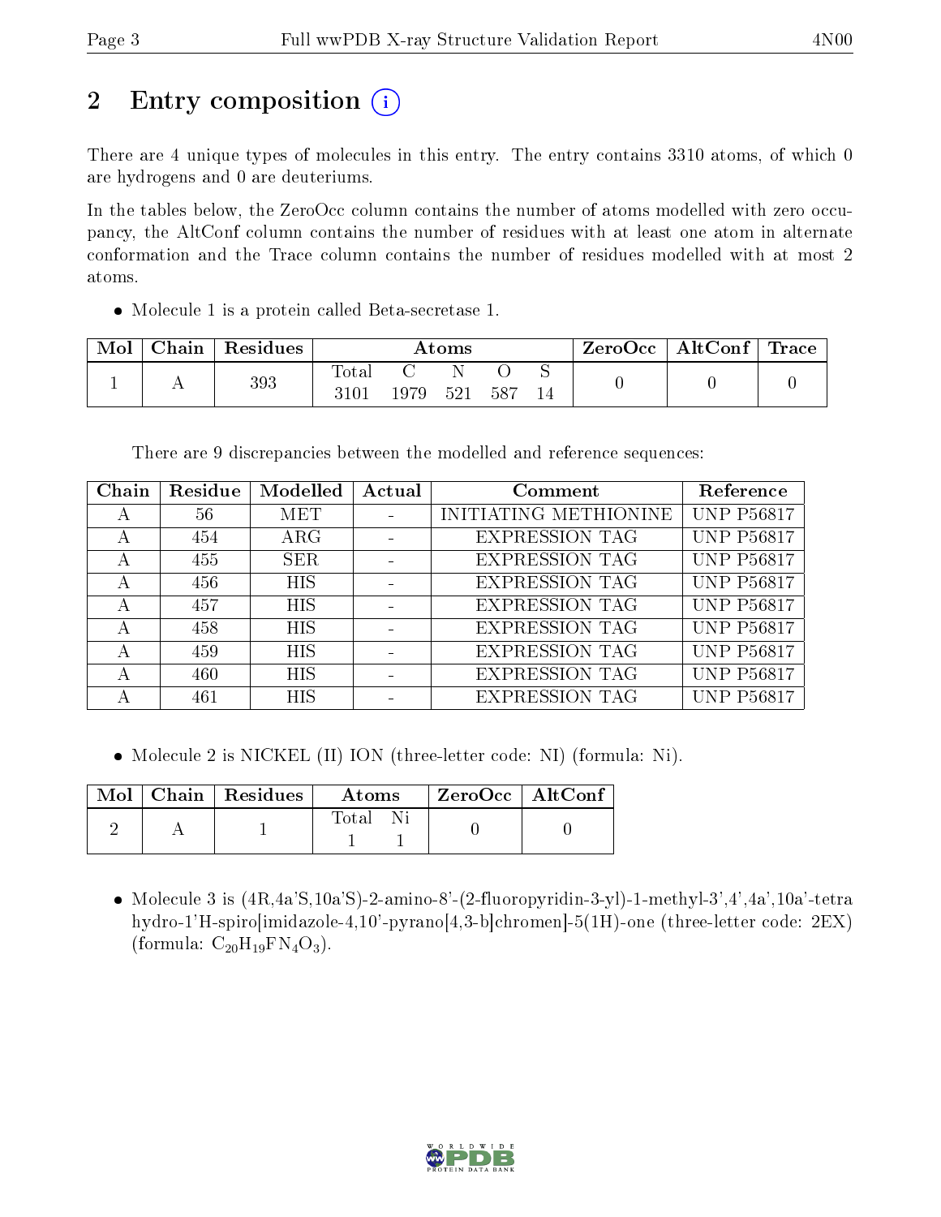## 2 Entry composition (i)

There are 4 unique types of molecules in this entry. The entry contains 3310 atoms, of which 0 are hydrogens and 0 are deuteriums.

In the tables below, the ZeroOcc column contains the number of atoms modelled with zero occupancy, the AltConf column contains the number of residues with at least one atom in alternate conformation and the Trace column contains the number of residues modelled with at most 2 atoms.

- Molecule 1 is a protein called Beta-secretase 1.

| Mol | Chain | Residues | Atoms | | | | | ZeroOcc | AltConf | Trace |
|---|---|---|---|---|---|---|---|---|---|---|
| | | | Total | C | N | O | S | | | |
| 1 | A | 393 | 3101 | 1979 | 521 | 587 | 14 | 0 | 0 | 0 |

There are 9 discrepancies between the modelled and reference sequences:

| Chain | Residue | Modelled | Actual | Comment | Reference |
|---|---|---|---|---|---|
| A | 56 | MET | - | INITIATING METHIONINE | UNP P56817 |
| A | 454 | ARG | - | EXPRESSION TAG | UNP P56817 |
| A | 455 | SER | - | EXPRESSION TAG | UNP P56817 |
| A | 456 | HIS | - | EXPRESSION TAG | UNP P56817 |
| A | 457 | HIS | - | EXPRESSION TAG | UNP P56817 |
| A | 458 | HIS | - | EXPRESSION TAG | UNP P56817 |
| A | 459 | HIS | - | EXPRESSION TAG | UNP P56817 |
| A | 460 | HIS | - | EXPRESSION TAG | UNP P56817 |
| A | 461 | HIS | - | EXPRESSION TAG | UNP P56817 |

- Molecule 2 is NICKEL (II) ION (three-letter code: NI) (formula: Ni).

| Mol | Chain | Residues | Atoms | | ZeroOcc | AltConf |
|---|---|---|---|---|---|---|
| | | | Total | Ni | | |
| 2 | A | 1 | 1 | 1 | 0 | 0 |

- Molecule 3 is (4R,4a'S,10a'S)-2-amino-8'-(2-fluoropyridin-3-yl)-1-methyl-3',4',4a',10a'-tetrahydro-1'H-spiro[imidazole-4,10'-pyrano[4,3-b]chromen]-5(1H)-one (three-letter code: 2EX) (formula: $C_{20}H_{19}FN_4O_3$).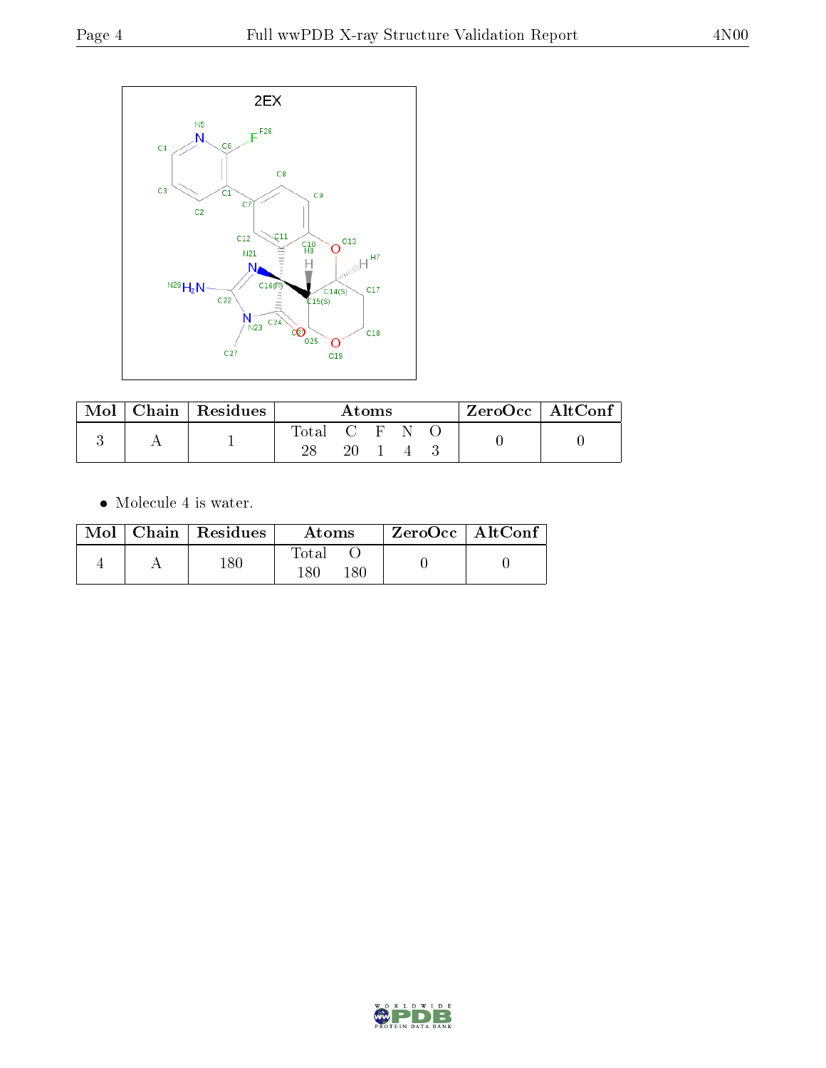| Mol | Chain | Residues | Atoms | | | | | ZeroOcc | AltConf |
|---|---|---|---|---|---|---|---|---|---|
| | | | Total | C | F | N | O | | |
| 3 | A | 1 | 28 | 20 | 1 | 4 | 3 | 0 | 0 |

- Molecule 4 is water.

| Mol | Chain | Residues | Atoms | | ZeroOcc | AltConf |
|---|---|---|---|---|---|---|
| | | | Total | O | | |
| 4 | A | 180 | 180 | 180 | 0 | 0 |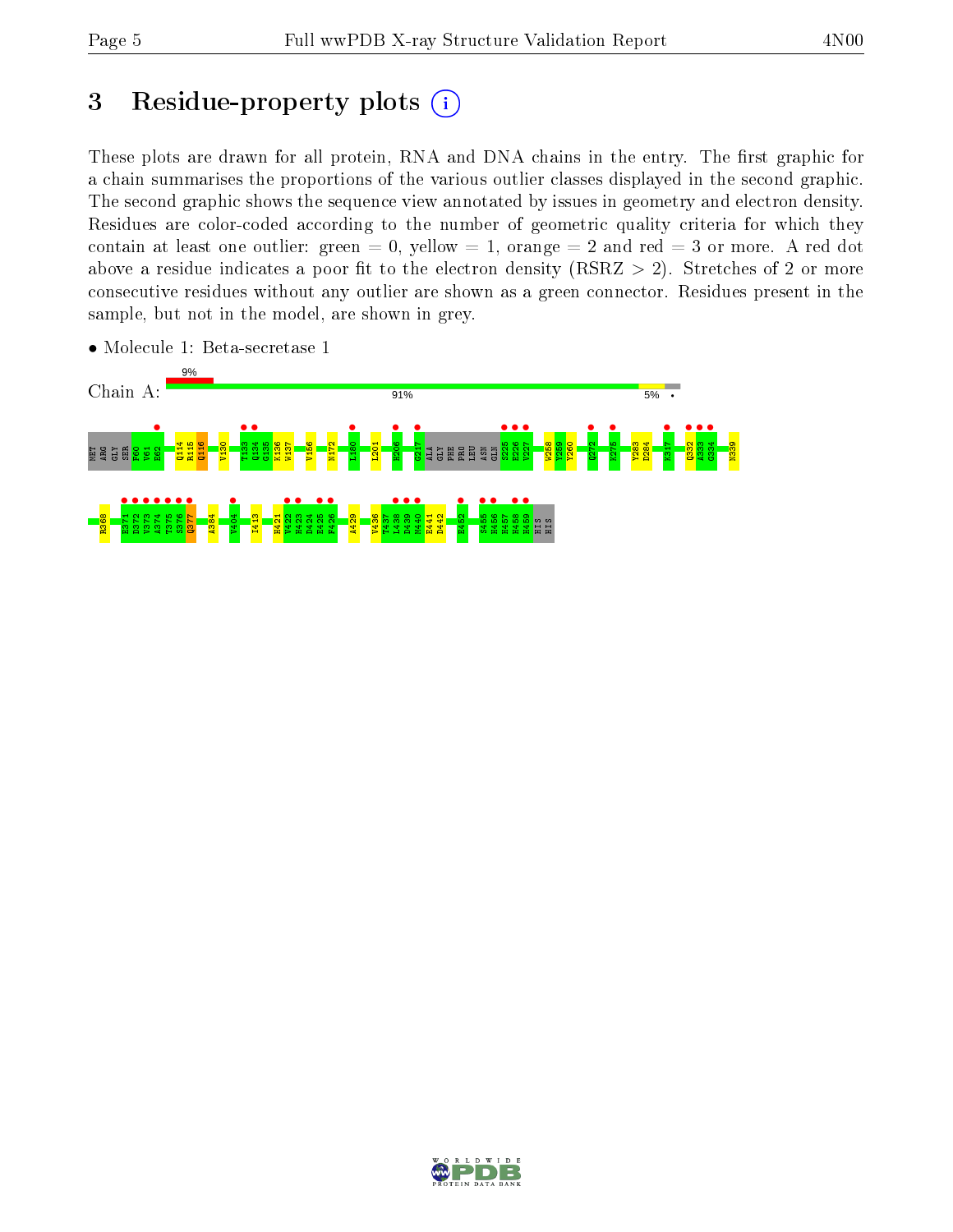# 3 Residue-property plots

These plots are drawn for all protein, RNA and DNA chains in the entry. The first graphic for a chain summarises the proportions of the various outlier classes displayed in the second graphic. The second graphic shows the sequence view annotated by issues in geometry and electron density. Residues are color-coded according to the number of geometric quality criteria for which they contain at least one outlier: green = 0, yellow = 1, orange = 2 and red = 3 or more. A red dot above a residue indicates a poor fit to the electron density (RSRZ > 2). Stretches of 2 or more consecutive residues without any outlier are shown as a green connector. Residues present in the sample, but not in the model, are shown in grey.

- Molecule 1: Beta-secretase 1

Chain A: 9% | 91% | 5% | •

MET ARG GLY SER F60 V61 E62 Q114 R115 Q116 V130 T133 Q134 G135 K136 W137 V156 N172 L180 L201 H206 G217 ALA GLY PHE PRO LEU ASN GLN S225 E226 V227 W258 Y259 Y260 Q272 K275 Y283 D284 K317 Q332 A333 G334 N339

R368 E371 D372 V373 A374 T375 S376 Q377 A384 V404 I413 H421 V422 H423 D424 E425 F426 A429 V436 T437 L438 D439 M440 E441 D442 E452 S455 H456 H457 H458 H459 HIS HIS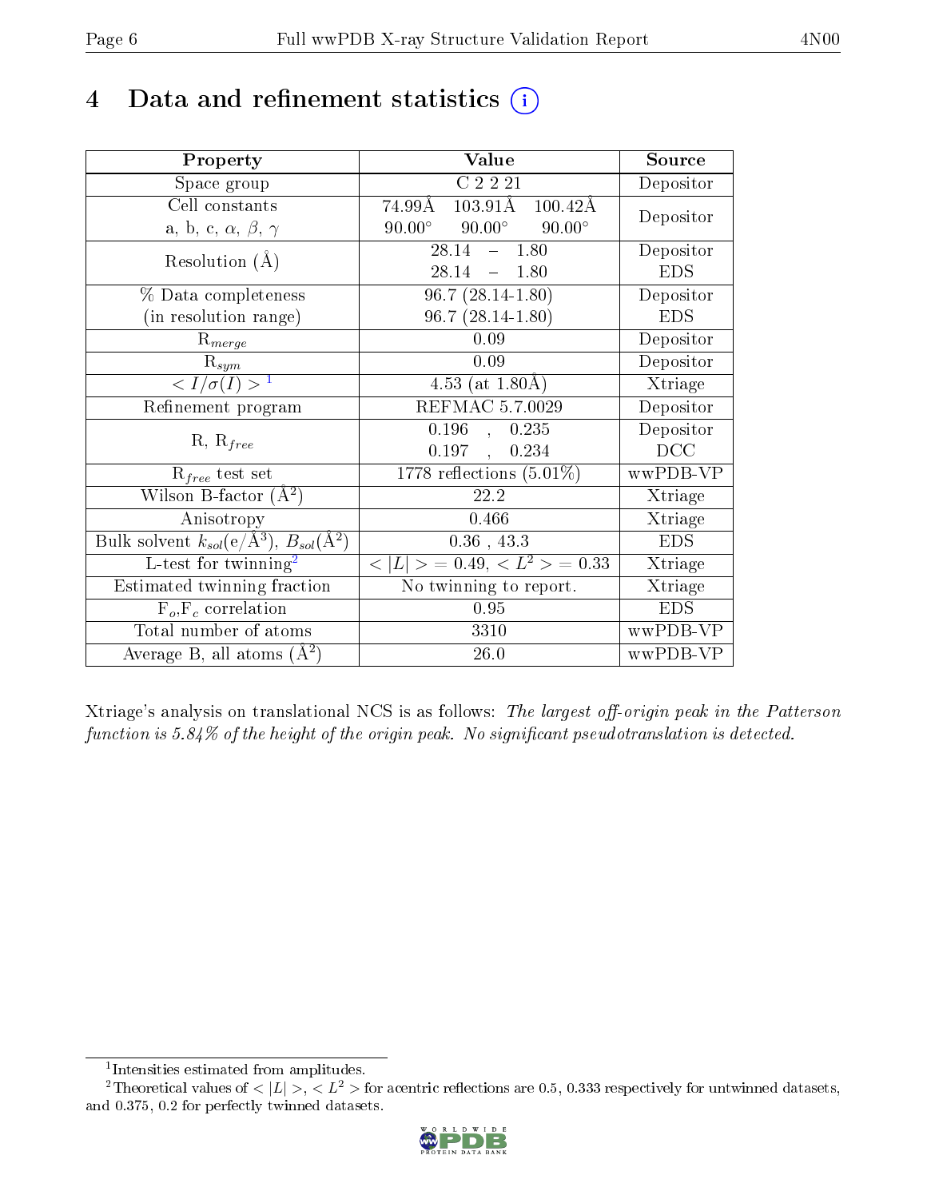# 4 Data and refinement statistics

| Property | Value | Source |
|---|---|---|
| Space group | C 2 2 21 | Depositor |
| Cell constants<br>a, b, c, $\alpha$, $\beta$, $\gamma$ | 74.99Å 103.91Å 100.42Å<br>90.00° 90.00° 90.00° | Depositor |
| Resolution (Å) | 28.14 – 1.80<br>28.14 – 1.80 | Depositor<br>EDS |
| % Data completeness<br>(in resolution range) | 96.7 (28.14-1.80)<br>96.7 (28.14-1.80) | Depositor<br>EDS |
| $R_{merge}$ | 0.09 | Depositor |
| $R_{sym}$ | 0.09 | Depositor |
| $< I/\sigma(I) >$ [1] | 4.53 (at 1.80Å) | Xtriage |
| Refinement program | REFMAC 5.7.0029 | Depositor |
| R, $R_{free}$ | 0.196 , 0.235<br>0.197 , 0.234 | Depositor<br>DCC |
| $R_{free}$ test set | 1778 reflections (5.01%) | wwPDB-VP |
| Wilson B-factor (Å$^2$) | 22.2 | Xtriage |
| Anisotropy | 0.466 | Xtriage |
| Bulk solvent $k_{sol}$(e/Å$^3$), $B_{sol}$(Å$^2$) | 0.36 , 43.3 | EDS |
| L-test for twinning[2] | $< \lvert L \rvert > = 0.49$, $< L^2 > = 0.33$ | Xtriage |
| Estimated twinning fraction | No twinning to report. | Xtriage |
| $F_o$,$F_c$ correlation | 0.95 | EDS |
| Total number of atoms | 3310 | wwPDB-VP |
| Average B, all atoms (Å$^2$) | 26.0 | wwPDB-VP |

Xtriage's analysis on translational NCS is as follows: *The largest off-origin peak in the Patterson function is 5.84% of the height of the origin peak. No significant pseudotranslation is detected.*

[1] Intensities estimated from amplitudes.

[2] Theoretical values of $< \lvert L \rvert >$, $< L^2 >$ for acentric reflections are 0.5, 0.333 respectively for untwinned datasets, and 0.375, 0.2 for perfectly twinned datasets.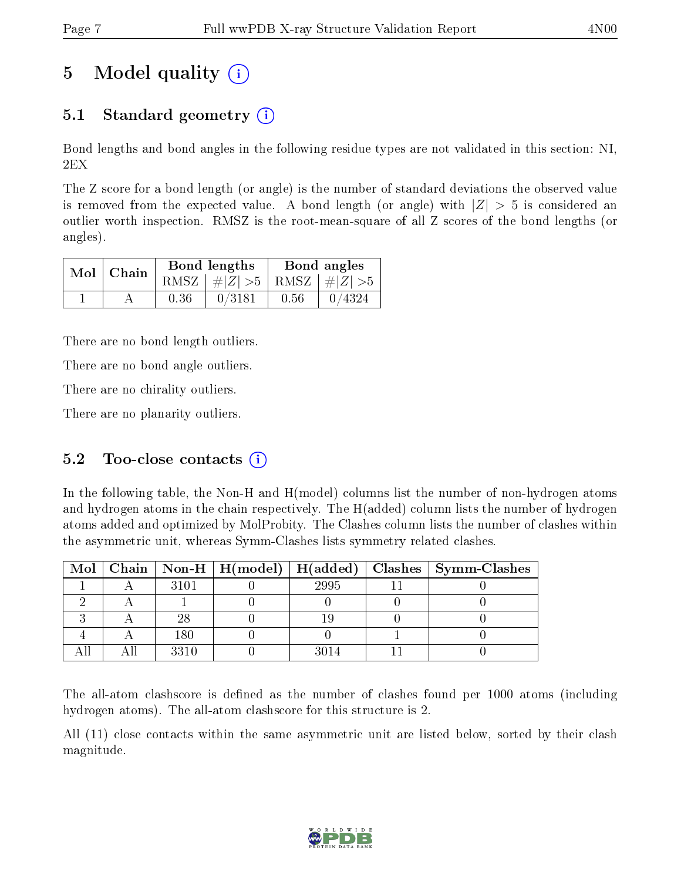# 5 Model quality (i)

## 5.1 Standard geometry (i)

Bond lengths and bond angles in the following residue types are not validated in this section: NI, 2EX

The Z score for a bond length (or angle) is the number of standard deviations the observed value is removed from the expected value. A bond length (or angle) with $|Z| > 5$ is considered an outlier worth inspection. RMSZ is the root-mean-square of all Z scores of the bond lengths (or angles).

| Mol | Chain | Bond lengths | | Bond angles | |
|---|---|---|---|---|---|
| | | RMSZ | #$\|Z\|$ >5 | RMSZ | #$\|Z\|$ >5 |
| 1 | A | 0.36 | 0/3181 | 0.56 | 0/4324 |

There are no bond length outliers.

There are no bond angle outliers.

There are no chirality outliers.

There are no planarity outliers.

## 5.2 Too-close contacts (i)

In the following table, the Non-H and H(model) columns list the number of non-hydrogen atoms and hydrogen atoms in the chain respectively. The H(added) column lists the number of hydrogen atoms added and optimized by MolProbity. The Clashes column lists the number of clashes within the asymmetric unit, whereas Symm-Clashes lists symmetry related clashes.

| Mol | Chain | Non-H | H(model) | H(added) | Clashes | Symm-Clashes |
|---|---|---|---|---|---|---|
| 1 | A | 3101 | 0 | 2995 | 11 | 0 |
| 2 | A | 1 | 0 | 0 | 0 | 0 |
| 3 | A | 28 | 0 | 19 | 0 | 0 |
| 4 | A | 180 | 0 | 0 | 1 | 0 |
| All | All | 3310 | 0 | 3014 | 11 | 0 |

The all-atom clashscore is defined as the number of clashes found per 1000 atoms (including hydrogen atoms). The all-atom clashscore for this structure is 2.

All (11) close contacts within the same asymmetric unit are listed below, sorted by their clash magnitude.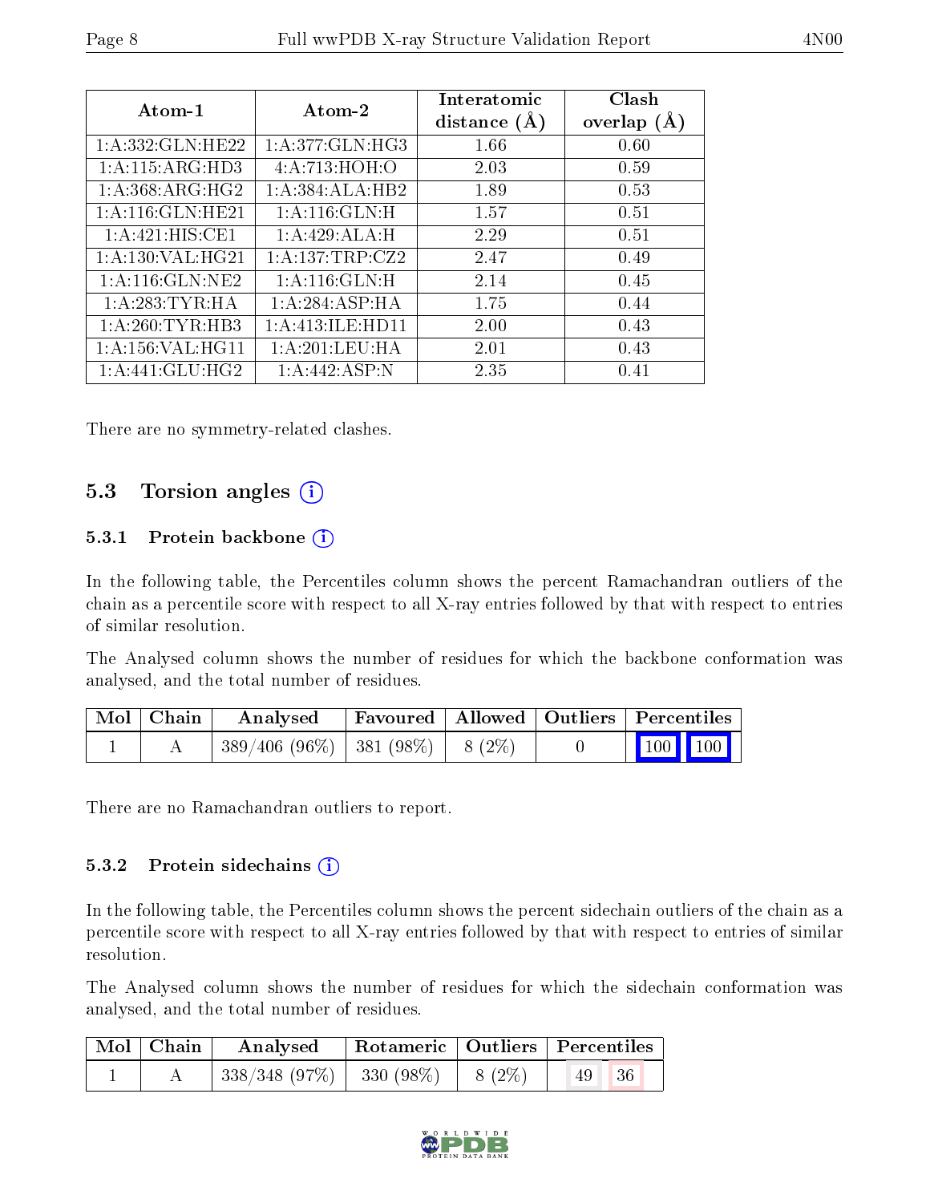| Atom-1 | Atom-2 | Interatomic distance (Å) | Clash overlap (Å) |
|---|---|---|---|
| 1:A:332:GLN:HE22 | 1:A:377:GLN:HG3 | 1.66 | 0.60 |
| 1:A:115:ARG:HD3 | 4:A:713:HOH:O | 2.03 | 0.59 |
| 1:A:368:ARG:HG2 | 1:A:384:ALA:HB2 | 1.89 | 0.53 |
| 1:A:116:GLN:HE21 | 1:A:116:GLN:H | 1.57 | 0.51 |
| 1:A:421:HIS:CE1 | 1:A:429:ALA:H | 2.29 | 0.51 |
| 1:A:130:VAL:HG21 | 1:A:137:TRP:CZ2 | 2.47 | 0.49 |
| 1:A:116:GLN:NE2 | 1:A:116:GLN:H | 2.14 | 0.45 |
| 1:A:283:TYR:HA | 1:A:284:ASP:HA | 1.75 | 0.44 |
| 1:A:260:TYR:HB3 | 1:A:413:ILE:HD11 | 2.00 | 0.43 |
| 1:A:156:VAL:HG11 | 1:A:201:LEU:HA | 2.01 | 0.43 |
| 1:A:441:GLU:HG2 | 1:A:442:ASP:N | 2.35 | 0.41 |

There are no symmetry-related clashes.

## 5.3 Torsion angles

### 5.3.1 Protein backbone

In the following table, the Percentiles column shows the percent Ramachandran outliers of the chain as a percentile score with respect to all X-ray entries followed by that with respect to entries of similar resolution.

The Analysed column shows the number of residues for which the backbone conformation was analysed, and the total number of residues.

| Mol | Chain | Analysed | Favoured | Allowed | Outliers | Percentiles | |
|---|---|---|---|---|---|---|---|
| 1 | A | 389/406 (96%) | 381 (98%) | 8 (2%) | 0 | 100 | 100 |

There are no Ramachandran outliers to report.

### 5.3.2 Protein sidechains

In the following table, the Percentiles column shows the percent sidechain outliers of the chain as a percentile score with respect to all X-ray entries followed by that with respect to entries of similar resolution.

The Analysed column shows the number of residues for which the sidechain conformation was analysed, and the total number of residues.

| Mol | Chain | Analysed | Rotameric | Outliers | Percentiles | |
|---|---|---|---|---|---|---|
| 1 | A | 338/348 (97%) | 330 (98%) | 8 (2%) | 49 | 36 |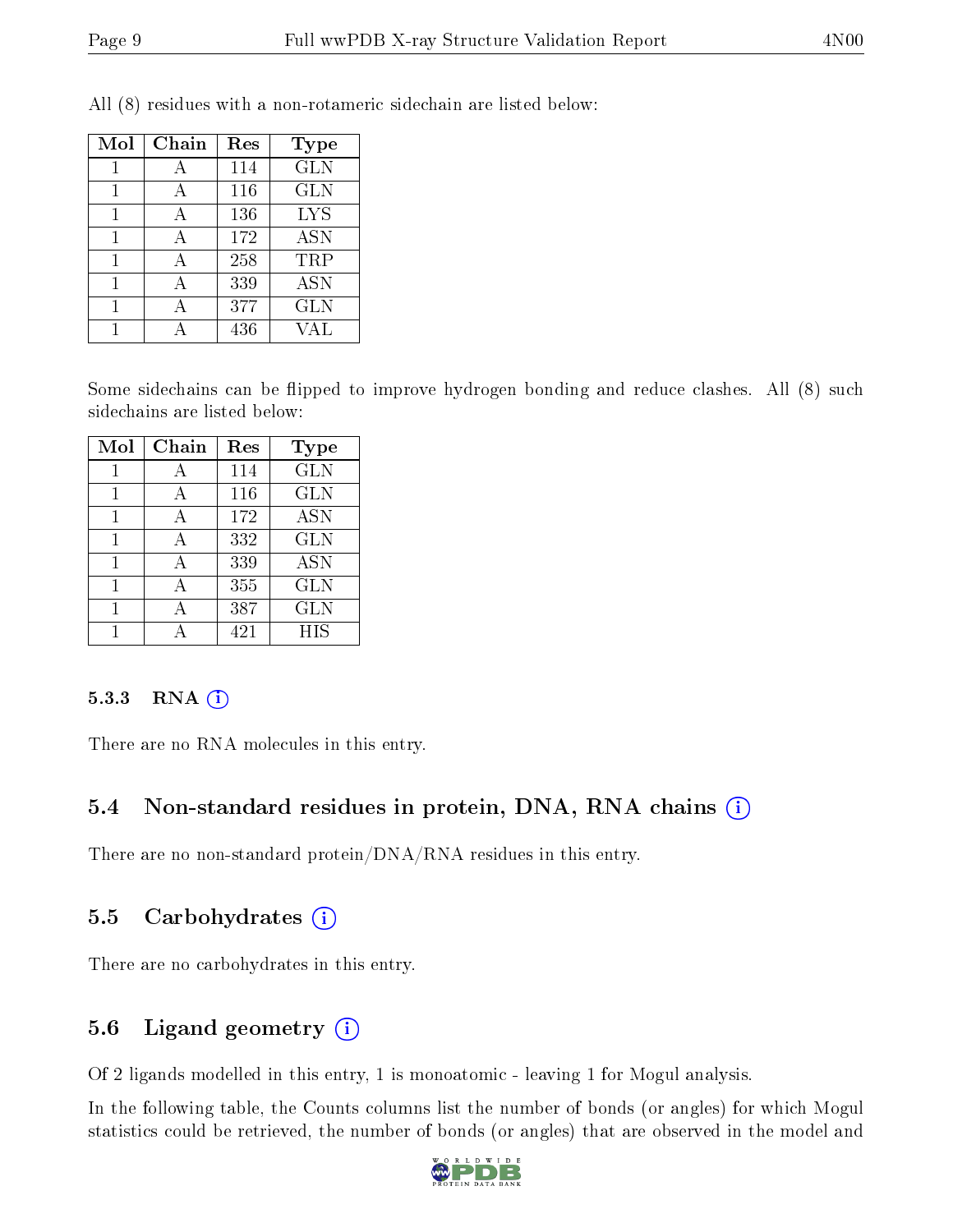All (8) residues with a non-rotameric sidechain are listed below:

| Mol | Chain | Res | Type |
|---|---|---|---|
| 1 | A | 114 | GLN |
| 1 | A | 116 | GLN |
| 1 | A | 136 | LYS |
| 1 | A | 172 | ASN |
| 1 | A | 258 | TRP |
| 1 | A | 339 | ASN |
| 1 | A | 377 | GLN |
| 1 | A | 436 | VAL |

Some sidechains can be flipped to improve hydrogen bonding and reduce clashes. All (8) such sidechains are listed below:

| Mol | Chain | Res | Type |
|---|---|---|---|
| 1 | A | 114 | GLN |
| 1 | A | 116 | GLN |
| 1 | A | 172 | ASN |
| 1 | A | 332 | GLN |
| 1 | A | 339 | ASN |
| 1 | A | 355 | GLN |
| 1 | A | 387 | GLN |
| 1 | A | 421 | HIS |

#### 5.3.3 RNA

There are no RNA molecules in this entry.

### 5.4 Non-standard residues in protein, DNA, RNA chains

There are no non-standard protein/DNA/RNA residues in this entry.

### 5.5 Carbohydrates

There are no carbohydrates in this entry.

### 5.6 Ligand geometry

Of 2 ligands modelled in this entry, 1 is monoatomic - leaving 1 for Mogul analysis.

In the following table, the Counts columns list the number of bonds (or angles) for which Mogul statistics could be retrieved, the number of bonds (or angles) that are observed in the model and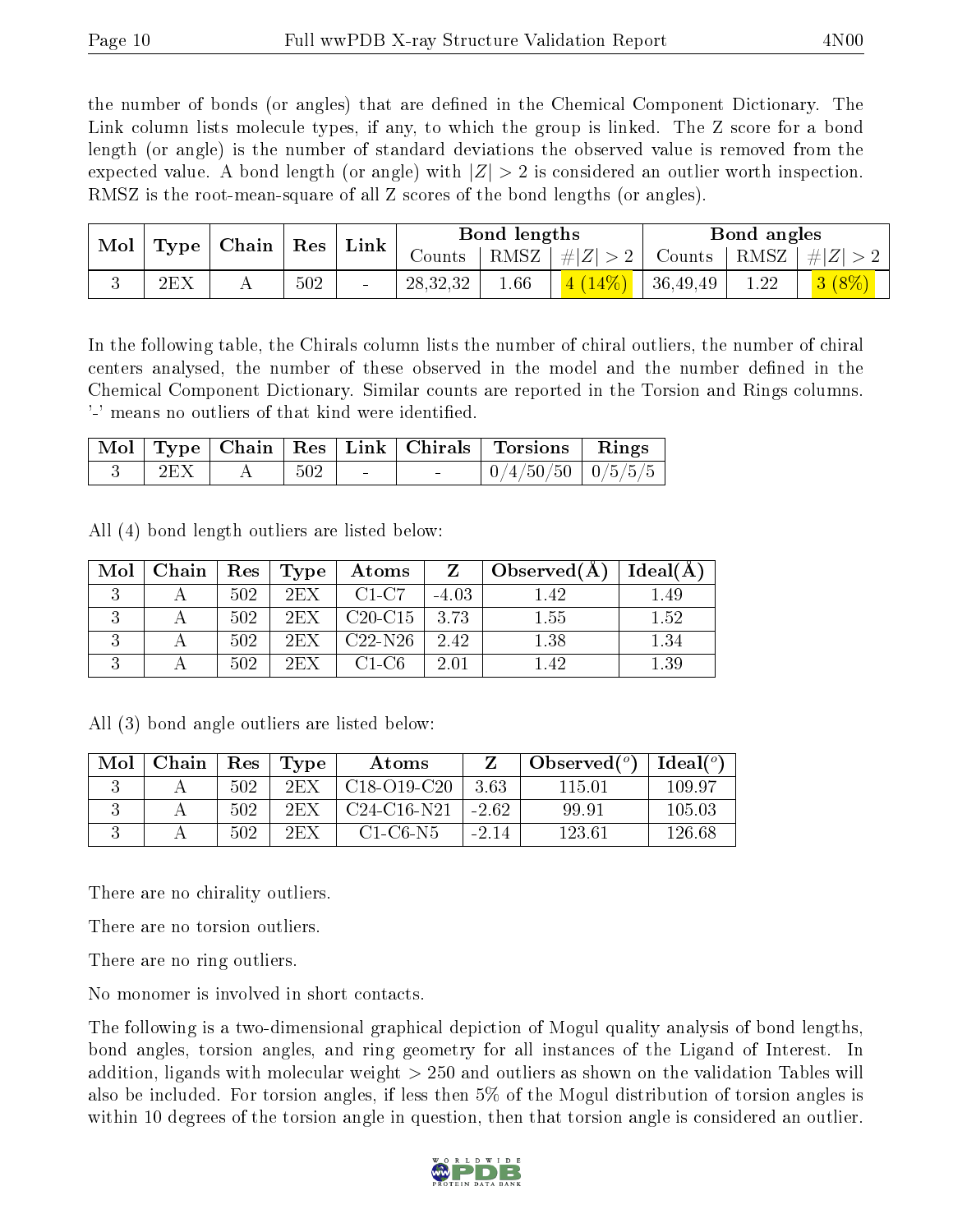the number of bonds (or angles) that are defined in the Chemical Component Dictionary. The Link column lists molecule types, if any, to which the group is linked. The Z score for a bond length (or angle) is the number of standard deviations the observed value is removed from the expected value. A bond length (or angle) with $|Z| > 2$ is considered an outlier worth inspection. RMSZ is the root-mean-square of all Z scores of the bond lengths (or angles).

| Mol | Type | Chain | Res | Link | Bond lengths | | | Bond angles | | |
|---|---|---|---|---|---|---|---|---|---|---|
| | | | | | Counts | RMSZ | $\#\|Z\|>2$ | Counts | RMSZ | $\#\|Z\|>2$ |
| 3 | 2EX | A | 502 | - | 28,32,32 | 1.66 | 4 (14%) | 36,49,49 | 1.22 | 3 (8%) |

In the following table, the Chirals column lists the number of chiral outliers, the number of chiral centers analysed, the number of these observed in the model and the number defined in the Chemical Component Dictionary. Similar counts are reported in the Torsion and Rings columns. '-' means no outliers of that kind were identified.

| Mol | Type | Chain | Res | Link | Chirals | Torsions | Rings |
|---|---|---|---|---|---|---|---|
| 3 | 2EX | A | 502 | - | - | 0/4/50/50 | 0/5/5/5 |

All (4) bond length outliers are listed below:

| Mol | Chain | Res | Type | Atoms | Z | Observed(Å) | Ideal(Å) |
|---|---|---|---|---|---|---|---|
| 3 | A | 502 | 2EX | C1-C7 | -4.03 | 1.42 | 1.49 |
| 3 | A | 502 | 2EX | C20-C15 | 3.73 | 1.55 | 1.52 |
| 3 | A | 502 | 2EX | C22-N26 | 2.42 | 1.38 | 1.34 |
| 3 | A | 502 | 2EX | C1-C6 | 2.01 | 1.42 | 1.39 |

All (3) bond angle outliers are listed below:

| Mol | Chain | Res | Type | Atoms | Z | Observed($^o$) | Ideal($^o$) |
|---|---|---|---|---|---|---|---|
| 3 | A | 502 | 2EX | C18-O19-C20 | 3.63 | 115.01 | 109.97 |
| 3 | A | 502 | 2EX | C24-C16-N21 | -2.62 | 99.91 | 105.03 |
| 3 | A | 502 | 2EX | C1-C6-N5 | -2.14 | 123.61 | 126.68 |

There are no chirality outliers.

There are no torsion outliers.

There are no ring outliers.

No monomer is involved in short contacts.

The following is a two-dimensional graphical depiction of Mogul quality analysis of bond lengths, bond angles, torsion angles, and ring geometry for all instances of the Ligand of Interest. In addition, ligands with molecular weight > 250 and outliers as shown on the validation Tables will also be included. For torsion angles, if less then 5% of the Mogul distribution of torsion angles is within 10 degrees of the torsion angle in question, then that torsion angle is considered an outlier.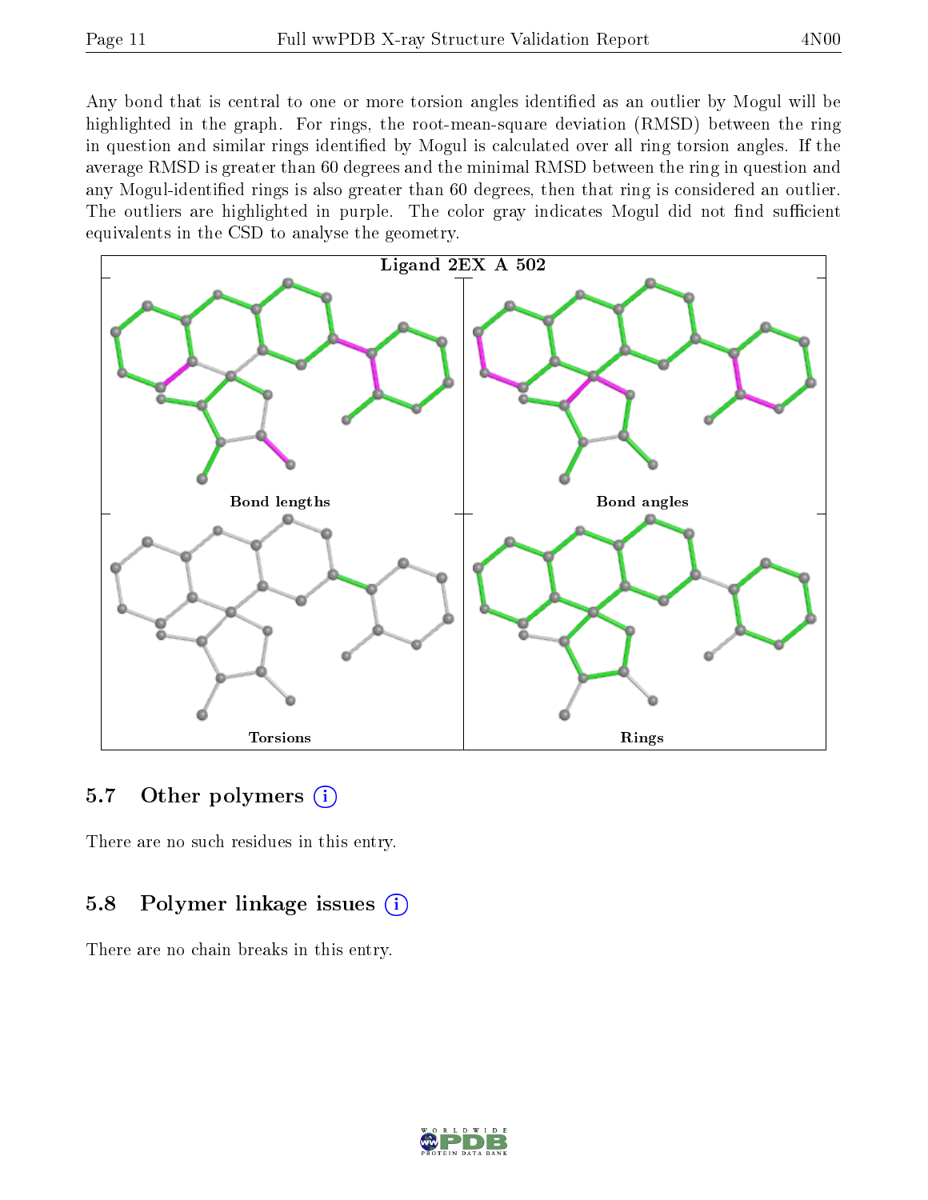Any bond that is central to one or more torsion angles identified as an outlier by Mogul will be highlighted in the graph. For rings, the root-mean-square deviation (RMSD) between the ring in question and similar rings identified by Mogul is calculated over all ring torsion angles. If the average RMSD is greater than 60 degrees and the minimal RMSD between the ring in question and any Mogul-identified rings is also greater than 60 degrees, then that ring is considered an outlier. The outliers are highlighted in purple. The color gray indicates Mogul did not find sufficient equivalents in the CSD to analyse the geometry.

Ligand 2EX A 502

Bond lengths

Bond angles

Torsions

Rings

## 5.7 Other polymers

There are no such residues in this entry.

## 5.8 Polymer linkage issues

There are no chain breaks in this entry.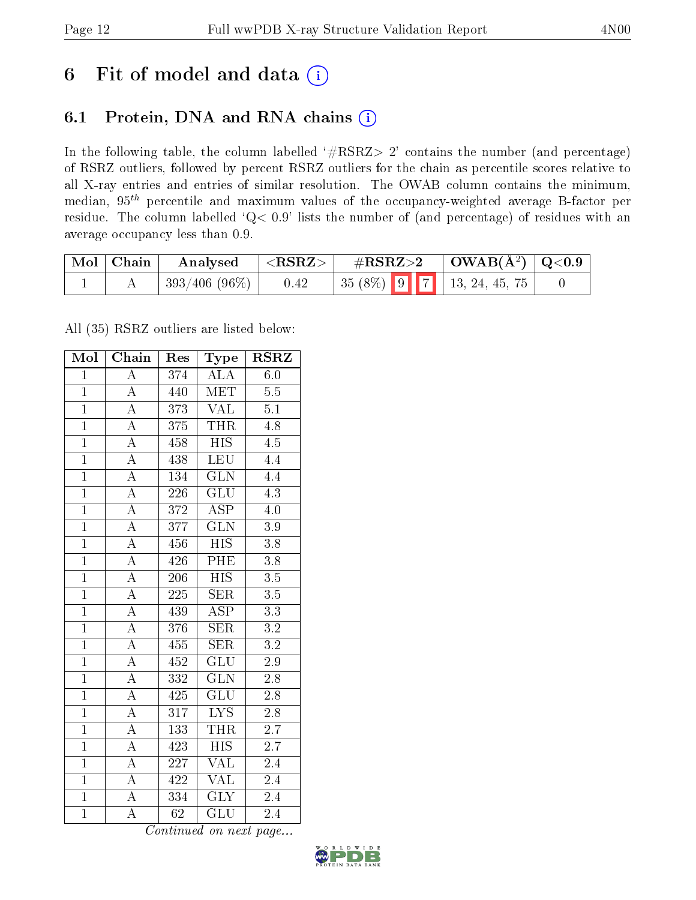# 6 Fit of model and data

## 6.1 Protein, DNA and RNA chains

In the following table, the column labelled '#RSRZ> 2' contains the number (and percentage) of RSRZ outliers, followed by percent RSRZ outliers for the chain as percentile scores relative to all X-ray entries and entries of similar resolution. The OWAB column contains the minimum, median, $95^{th}$ percentile and maximum values of the occupancy-weighted average B-factor per residue. The column labelled 'Q< 0.9' lists the number of (and percentage) of residues with an average occupancy less than 0.9.

| Mol | Chain | Analysed | <RSRZ> | #RSRZ>2 | | | OWAB(Å$^2$) | Q<0.9 |
|---|---|---|---|---|---|---|---|---|
| 1 | A | 393/406 (96%) | 0.42 | 35 (8%) | 9 | 7 | 13, 24, 45, 75 | 0 |

All (35) RSRZ outliers are listed below:

| Mol | Chain | Res | Type | RSRZ |
|---|---|---|---|---|
| 1 | A | 374 | ALA | 6.0 |
| 1 | A | 440 | MET | 5.5 |
| 1 | A | 373 | VAL | 5.1 |
| 1 | A | 375 | THR | 4.8 |
| 1 | A | 458 | HIS | 4.5 |
| 1 | A | 438 | LEU | 4.4 |
| 1 | A | 134 | GLN | 4.4 |
| 1 | A | 226 | GLU | 4.3 |
| 1 | A | 372 | ASP | 4.0 |
| 1 | A | 377 | GLN | 3.9 |
| 1 | A | 456 | HIS | 3.8 |
| 1 | A | 426 | PHE | 3.8 |
| 1 | A | 206 | HIS | 3.5 |
| 1 | A | 225 | SER | 3.5 |
| 1 | A | 439 | ASP | 3.3 |
| 1 | A | 376 | SER | 3.2 |
| 1 | A | 455 | SER | 3.2 |
| 1 | A | 452 | GLU | 2.9 |
| 1 | A | 332 | GLN | 2.8 |
| 1 | A | 425 | GLU | 2.8 |
| 1 | A | 317 | LYS | 2.8 |
| 1 | A | 133 | THR | 2.7 |
| 1 | A | 423 | HIS | 2.7 |
| 1 | A | 227 | VAL | 2.4 |
| 1 | A | 422 | VAL | 2.4 |
| 1 | A | 334 | GLY | 2.4 |
| 1 | A | 62 | GLU | 2.4 |

*Continued on next page...*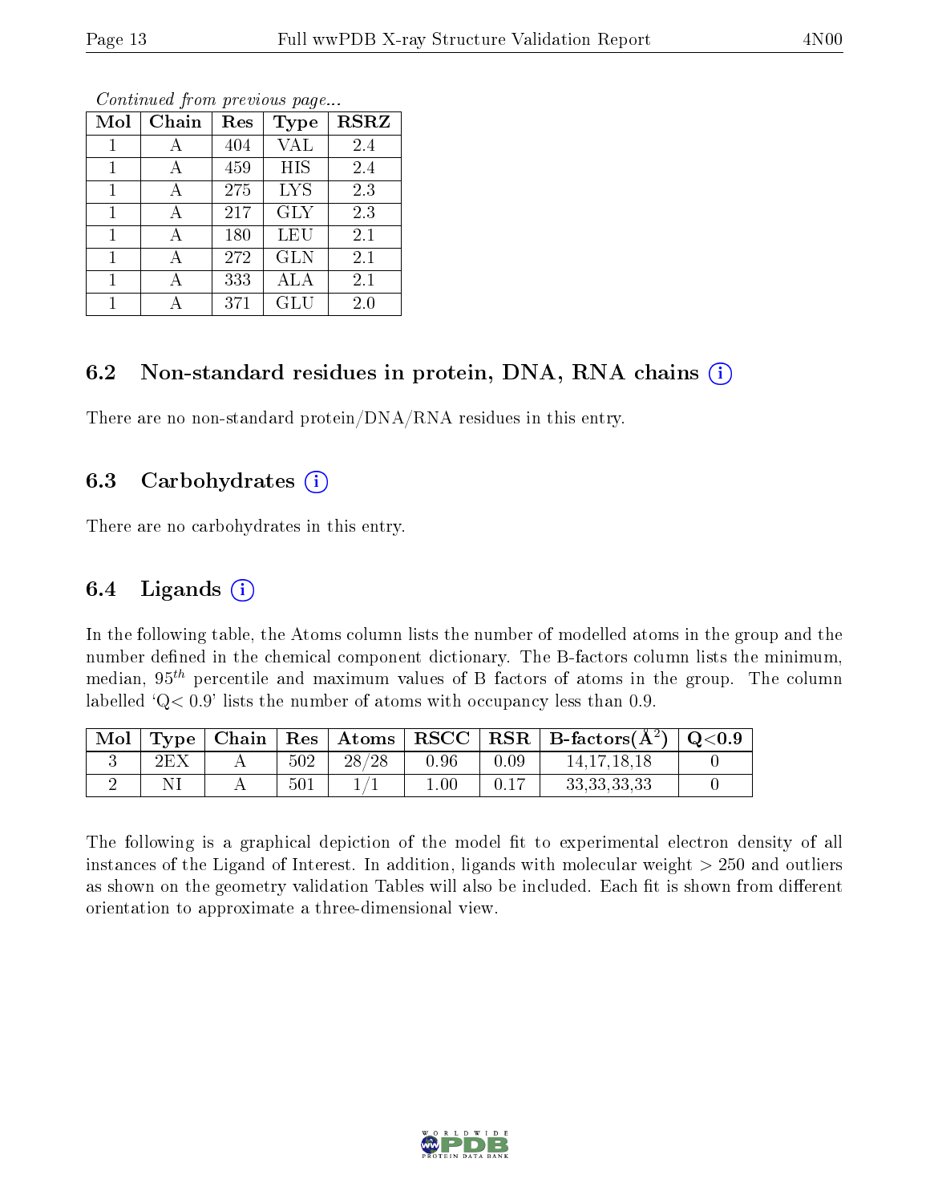*Continued from previous page...*

| Mol | Chain | Res | Type | RSRZ |
|---|---|---|---|---|
| 1 | A | 404 | VAL | 2.4 |
| 1 | A | 459 | HIS | 2.4 |
| 1 | A | 275 | LYS | 2.3 |
| 1 | A | 217 | GLY | 2.3 |
| 1 | A | 180 | LEU | 2.1 |
| 1 | A | 272 | GLN | 2.1 |
| 1 | A | 333 | ALA | 2.1 |
| 1 | A | 371 | GLU | 2.0 |

### 6.2 Non-standard residues in protein, DNA, RNA chains

There are no non-standard protein/DNA/RNA residues in this entry.

### 6.3 Carbohydrates

There are no carbohydrates in this entry.

### 6.4 Ligands

In the following table, the Atoms column lists the number of modelled atoms in the group and the number defined in the chemical component dictionary. The B-factors column lists the minimum, median, $95^{th}$ percentile and maximum values of B factors of atoms in the group. The column labelled 'Q< 0.9' lists the number of atoms with occupancy less than 0.9.

| Mol | Type | Chain | Res | Atoms | RSCC | RSR | B-factors($Å^2$) | Q<0.9 |
|---|---|---|---|---|---|---|---|---|
| 3 | 2EX | A | 502 | 28/28 | 0.96 | 0.09 | 14,17,18,18 | 0 |
| 2 | NI | A | 501 | 1/1 | 1.00 | 0.17 | 33,33,33,33 | 0 |

The following is a graphical depiction of the model fit to experimental electron density of all instances of the Ligand of Interest. In addition, ligands with molecular weight > 250 and outliers as shown on the geometry validation Tables will also be included. Each fit is shown from different orientation to approximate a three-dimensional view.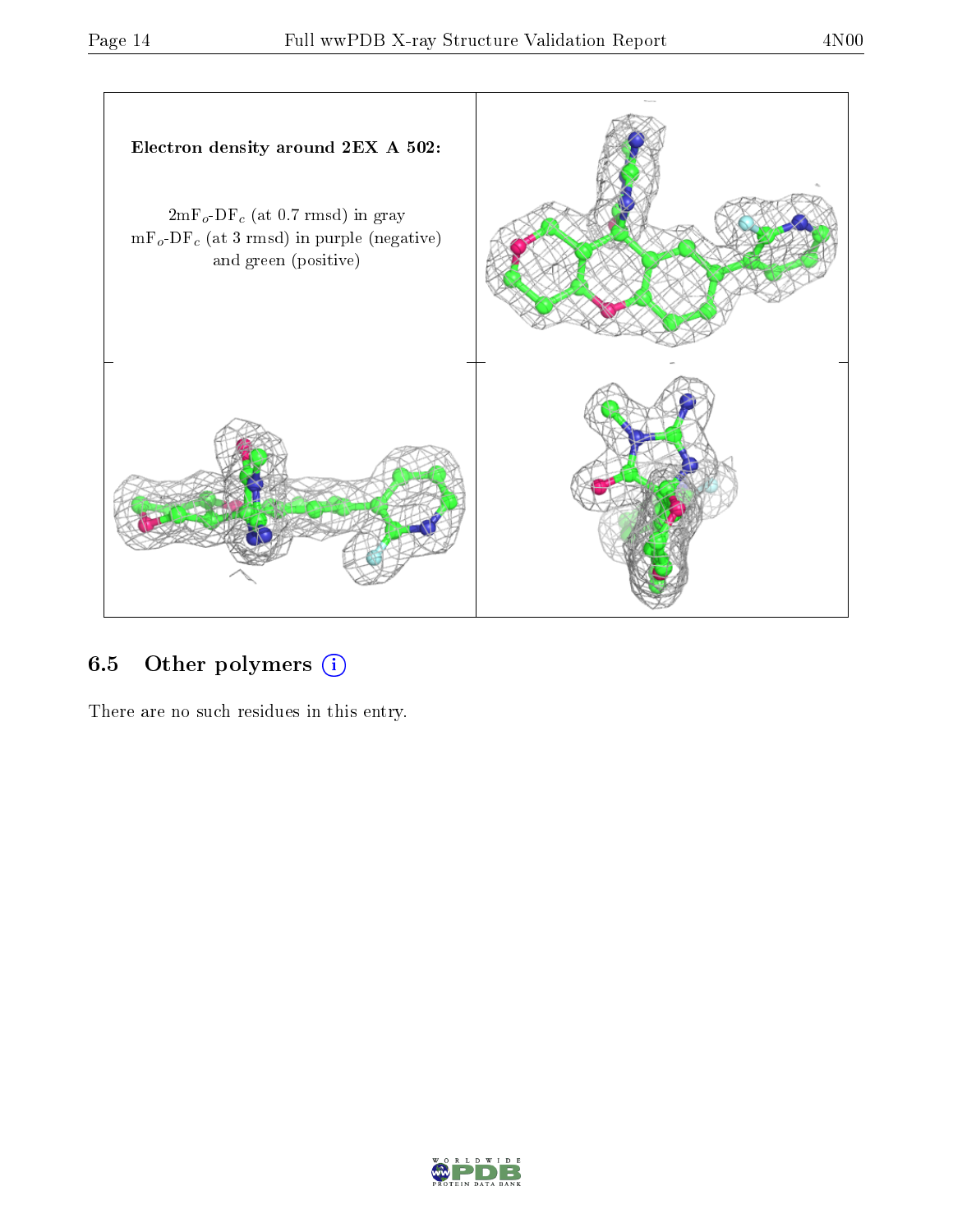**Electron density around 2EX A 502:**

$2mF_o$-$DF_c$ (at 0.7 rmsd) in gray
$mF_o$-$DF_c$ (at 3 rmsd) in purple (negative)
and green (positive)

## 6.5 Other polymers

There are no such residues in this entry.